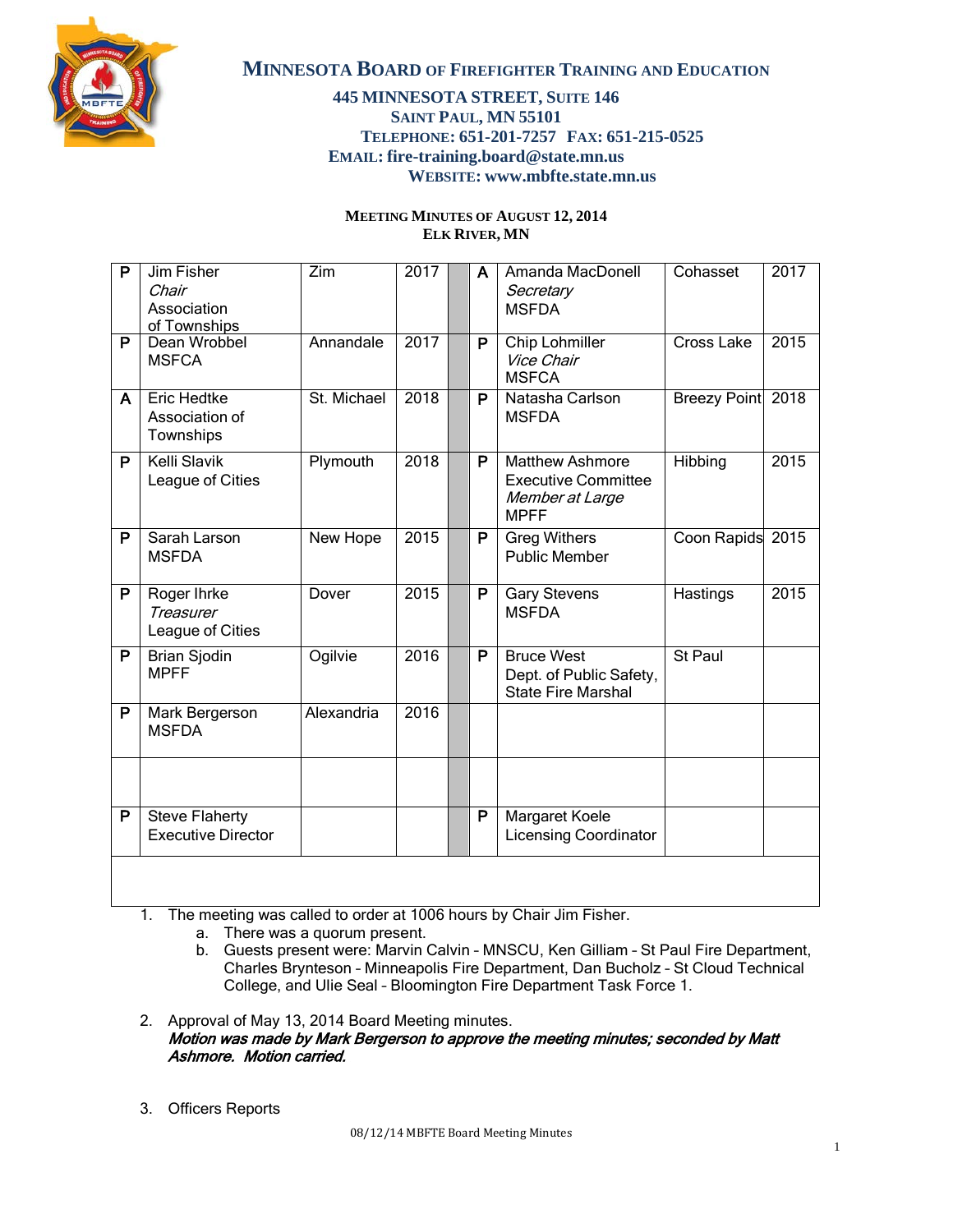# MINNESOTA BOARD OF FIREFIGHTER TRAINING AND EDUCATION

**445 MINNESOTA STREET, SUITE 146**
**SAINT PAUL, MN 55101**
**TELEPHONE: 651-201-7257 FAX: 651-215-0525**
**EMAIL: fire-training.board@state.mn.us**
**WEBSITE: www.mbfte.state.mn.us**

**MEETING MINUTES OF AUGUST 12, 2014**
**ELK RIVER, MN**

| | | | | | | | |
|---|---|---|---|---|---|---|---|
| P | Jim Fisher *Chair* Association of Townships | Zim | 2017 | A | Amanda MacDonell *Secretary* MSFDA | Cohasset | 2017 |
| P | Dean Wrobbel MSFCA | Annandale | 2017 | P | Chip Lohmiller *Vice Chair* MSFCA | Cross Lake | 2015 |
| A | Eric Hedtke Association of Townships | St. Michael | 2018 | P | Natasha Carlson MSFDA | Breezy Point | 2018 |
| P | Kelli Slavik League of Cities | Plymouth | 2018 | P | Matthew Ashmore Executive Committee *Member at Large* MPFF | Hibbing | 2015 |
| P | Sarah Larson MSFDA | New Hope | 2015 | P | Greg Withers Public Member | Coon Rapids | 2015 |
| P | Roger Ihrke *Treasurer* League of Cities | Dover | 2015 | P | Gary Stevens MSFDA | Hastings | 2015 |
| P | Brian Sjodin MPFF | Ogilvie | 2016 | P | Bruce West Dept. of Public Safety, State Fire Marshal | St Paul | |
| P | Mark Bergerson MSFDA | Alexandria | 2016 | | | | |
| | | | | | | | |
| P | Steve Flaherty Executive Director | | | P | Margaret Koele Licensing Coordinator | | |

1. The meeting was called to order at 1006 hours by Chair Jim Fisher.
   a. There was a quorum present.
   b. Guests present were: Marvin Calvin – MNSCU, Ken Gilliam – St Paul Fire Department, Charles Brynteson – Minneapolis Fire Department, Dan Bucholz – St Cloud Technical College, and Ulie Seal – Bloomington Fire Department Task Force 1.

2. Approval of May 13, 2014 Board Meeting minutes.
   ***Motion was made by Mark Bergerson to approve the meeting minutes; seconded by Matt Ashmore. Motion carried.***

3. Officers Reports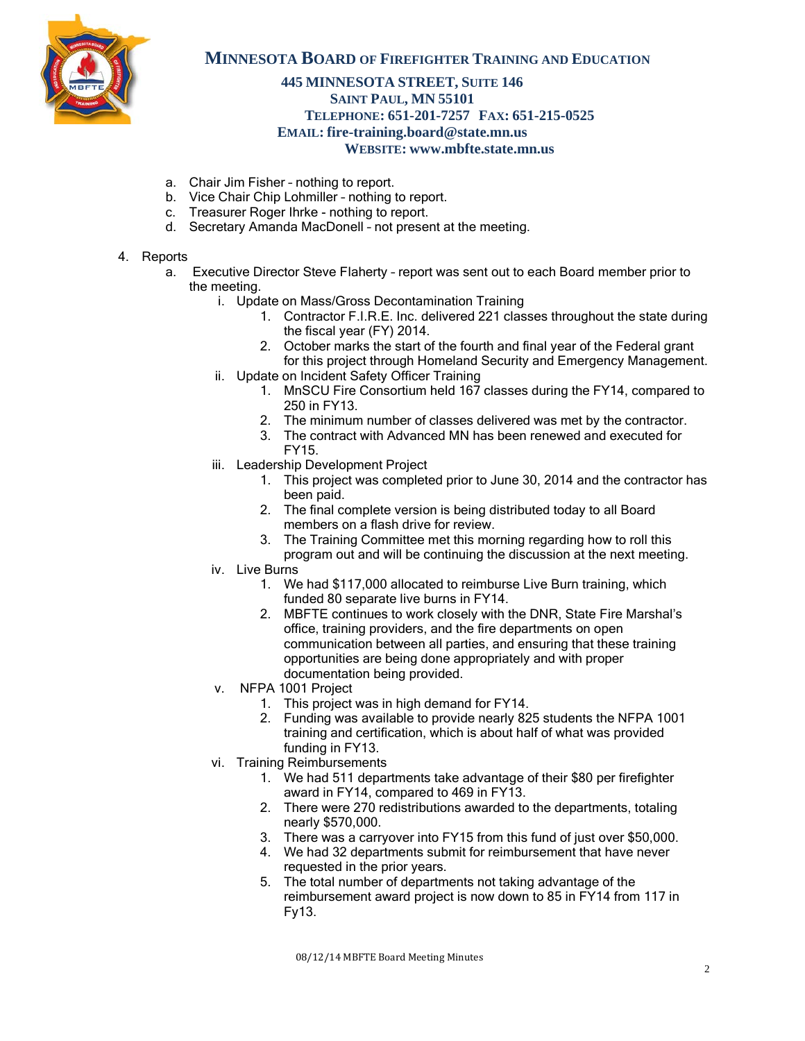a. Chair Jim Fisher – nothing to report.
b. Vice Chair Chip Lohmiller – nothing to report.
c. Treasurer Roger Ihrke - nothing to report.
d. Secretary Amanda MacDonell – not present at the meeting.

4. Reports
   a. Executive Director Steve Flaherty – report was sent out to each Board member prior to the meeting.
      i. Update on Mass/Gross Decontamination Training
         1. Contractor F.I.R.E. Inc. delivered 221 classes throughout the state during the fiscal year (FY) 2014.
         2. October marks the start of the fourth and final year of the Federal grant for this project through Homeland Security and Emergency Management.
      ii. Update on Incident Safety Officer Training
         1. MnSCU Fire Consortium held 167 classes during the FY14, compared to 250 in FY13.
         2. The minimum number of classes delivered was met by the contractor.
         3. The contract with Advanced MN has been renewed and executed for FY15.
      iii. Leadership Development Project
         1. This project was completed prior to June 30, 2014 and the contractor has been paid.
         2. The final complete version is being distributed today to all Board members on a flash drive for review.
         3. The Training Committee met this morning regarding how to roll this program out and will be continuing the discussion at the next meeting.
      iv. Live Burns
         1. We had $117,000 allocated to reimburse Live Burn training, which funded 80 separate live burns in FY14.
         2. MBFTE continues to work closely with the DNR, State Fire Marshal's office, training providers, and the fire departments on open communication between all parties, and ensuring that these training opportunities are being done appropriately and with proper documentation being provided.
      v. NFPA 1001 Project
         1. This project was in high demand for FY14.
         2. Funding was available to provide nearly 825 students the NFPA 1001 training and certification, which is about half of what was provided funding in FY13.
      vi. Training Reimbursements
         1. We had 511 departments take advantage of their $80 per firefighter award in FY14, compared to 469 in FY13.
         2. There were 270 redistributions awarded to the departments, totaling nearly $570,000.
         3. There was a carryover into FY15 from this fund of just over $50,000.
         4. We had 32 departments submit for reimbursement that have never requested in the prior years.
         5. The total number of departments not taking advantage of the reimbursement award project is now down to 85 in FY14 from 117 in Fy13.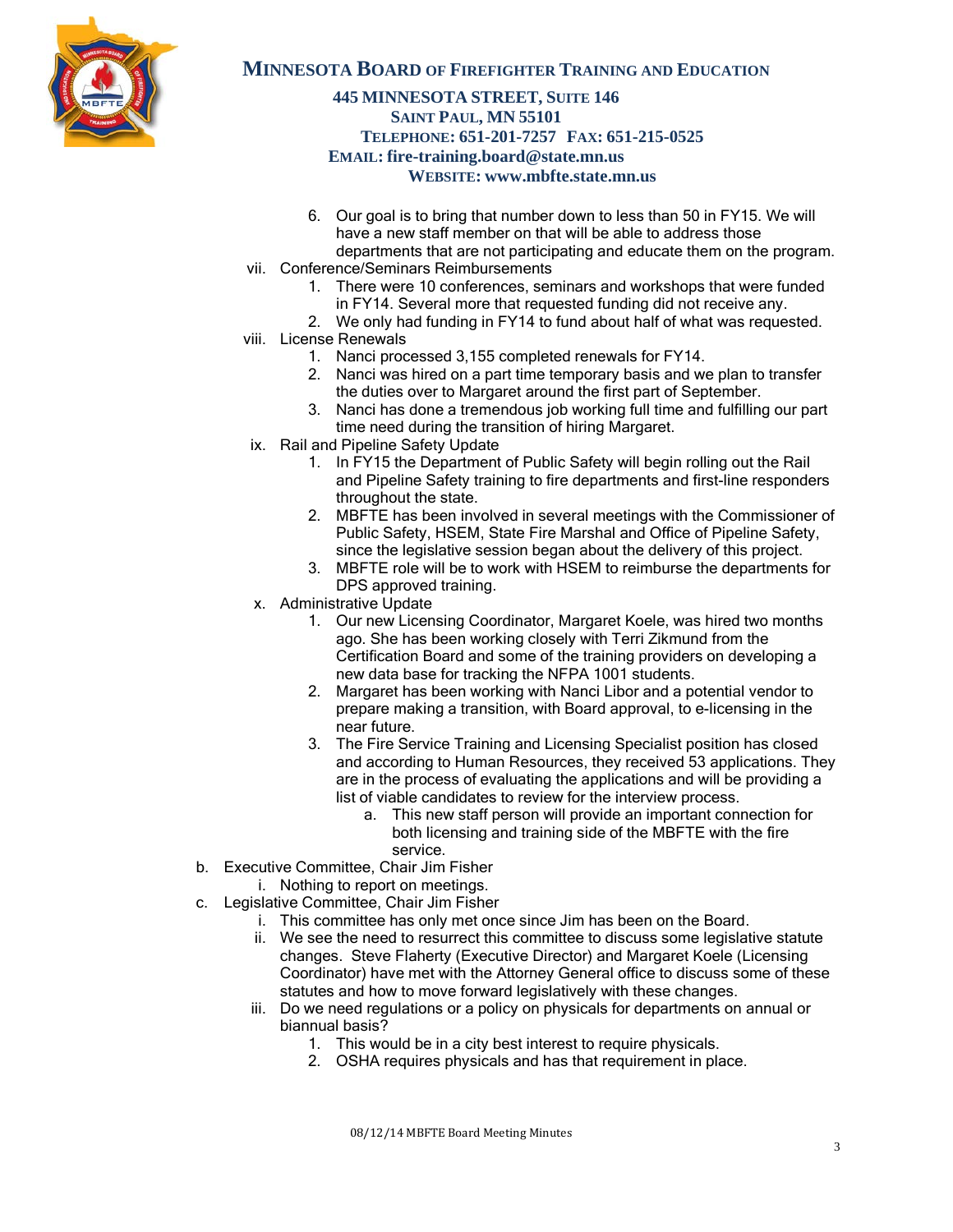6. Our goal is to bring that number down to less than 50 in FY15. We will have a new staff member on that will be able to address those departments that are not participating and educate them on the program.

vii. Conference/Seminars Reimbursements
   1. There were 10 conferences, seminars and workshops that were funded in FY14. Several more that requested funding did not receive any.
   2. We only had funding in FY14 to fund about half of what was requested.

viii. License Renewals
   1. Nanci processed 3,155 completed renewals for FY14.
   2. Nanci was hired on a part time temporary basis and we plan to transfer the duties over to Margaret around the first part of September.
   3. Nanci has done a tremendous job working full time and fulfilling our part time need during the transition of hiring Margaret.

ix. Rail and Pipeline Safety Update
   1. In FY15 the Department of Public Safety will begin rolling out the Rail and Pipeline Safety training to fire departments and first-line responders throughout the state.
   2. MBFTE has been involved in several meetings with the Commissioner of Public Safety, HSEM, State Fire Marshal and Office of Pipeline Safety, since the legislative session began about the delivery of this project.
   3. MBFTE role will be to work with HSEM to reimburse the departments for DPS approved training.

x. Administrative Update
   1. Our new Licensing Coordinator, Margaret Koele, was hired two months ago. She has been working closely with Terri Zikmund from the Certification Board and some of the training providers on developing a new data base for tracking the NFPA 1001 students.
   2. Margaret has been working with Nanci Libor and a potential vendor to prepare making a transition, with Board approval, to e-licensing in the near future.
   3. The Fire Service Training and Licensing Specialist position has closed and according to Human Resources, they received 53 applications. They are in the process of evaluating the applications and will be providing a list of viable candidates to review for the interview process.
      a. This new staff person will provide an important connection for both licensing and training side of the MBFTE with the fire service.

b. Executive Committee, Chair Jim Fisher
   i. Nothing to report on meetings.

c. Legislative Committee, Chair Jim Fisher
   i. This committee has only met once since Jim has been on the Board.
   ii. We see the need to resurrect this committee to discuss some legislative statute changes. Steve Flaherty (Executive Director) and Margaret Koele (Licensing Coordinator) have met with the Attorney General office to discuss some of these statutes and how to move forward legislatively with these changes.
   iii. Do we need regulations or a policy on physicals for departments on annual or biannual basis?
      1. This would be in a city best interest to require physicals.
      2. OSHA requires physicals and has that requirement in place.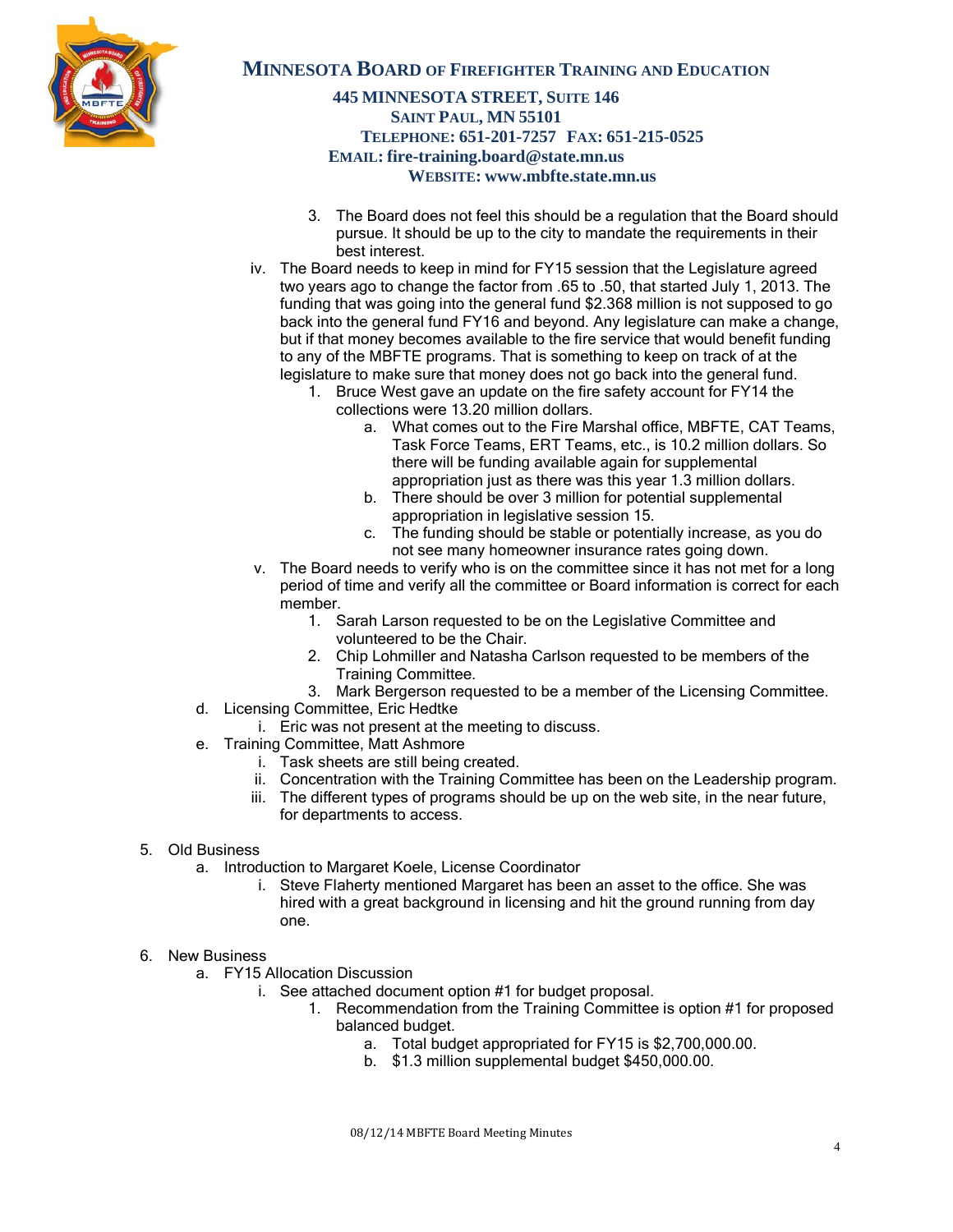3. The Board does not feel this should be a regulation that the Board should pursue. It should be up to the city to mandate the requirements in their best interest.

iv. The Board needs to keep in mind for FY15 session that the Legislature agreed two years ago to change the factor from .65 to .50, that started July 1, 2013. The funding that was going into the general fund $2.368 million is not supposed to go back into the general fund FY16 and beyond. Any legislature can make a change, but if that money becomes available to the fire service that would benefit funding to any of the MBFTE programs. That is something to keep on track of at the legislature to make sure that money does not go back into the general fund.

1. Bruce West gave an update on the fire safety account for FY14 the collections were 13.20 million dollars.
   a. What comes out to the Fire Marshal office, MBFTE, CAT Teams, Task Force Teams, ERT Teams, etc., is 10.2 million dollars. So there will be funding available again for supplemental appropriation just as there was this year 1.3 million dollars.
   b. There should be over 3 million for potential supplemental appropriation in legislative session 15.
   c. The funding should be stable or potentially increase, as you do not see many homeowner insurance rates going down.

v. The Board needs to verify who is on the committee since it has not met for a long period of time and verify all the committee or Board information is correct for each member.

1. Sarah Larson requested to be on the Legislative Committee and volunteered to be the Chair.
2. Chip Lohmiller and Natasha Carlson requested to be members of the Training Committee.
3. Mark Bergerson requested to be a member of the Licensing Committee.

d. Licensing Committee, Eric Hedtke

i. Eric was not present at the meeting to discuss.

e. Training Committee, Matt Ashmore

i. Task sheets are still being created.

ii. Concentration with the Training Committee has been on the Leadership program.

iii. The different types of programs should be up on the web site, in the near future, for departments to access.

5. Old Business

a. Introduction to Margaret Koele, License Coordinator

i. Steve Flaherty mentioned Margaret has been an asset to the office. She was hired with a great background in licensing and hit the ground running from day one.

6. New Business

a. FY15 Allocation Discussion

i. See attached document option #1 for budget proposal.

1. Recommendation from the Training Committee is option #1 for proposed balanced budget.
   a. Total budget appropriated for FY15 is $2,700,000.00.
   b. $1.3 million supplemental budget $450,000.00.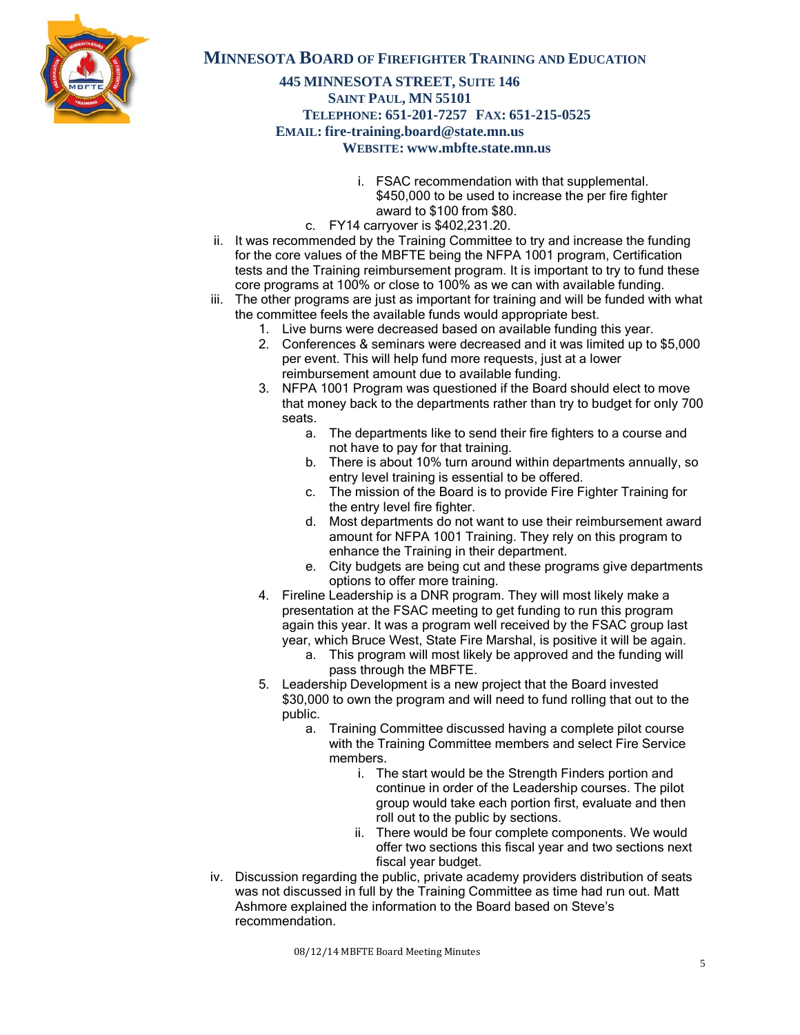i. FSAC recommendation with that supplemental. $450,000 to be used to increase the per fire fighter award to $100 from $80.

c. FY14 carryover is $402,231.20.

ii. It was recommended by the Training Committee to try and increase the funding for the core values of the MBFTE being the NFPA 1001 program, Certification tests and the Training reimbursement program. It is important to try to fund these core programs at 100% or close to 100% as we can with available funding.

iii. The other programs are just as important for training and will be funded with what the committee feels the available funds would appropriate best.

1. Live burns were decreased based on available funding this year.
2. Conferences & seminars were decreased and it was limited up to $5,000 per event. This will help fund more requests, just at a lower reimbursement amount due to available funding.
3. NFPA 1001 Program was questioned if the Board should elect to move that money back to the departments rather than try to budget for only 700 seats.
   a. The departments like to send their fire fighters to a course and not have to pay for that training.
   b. There is about 10% turn around within departments annually, so entry level training is essential to be offered.
   c. The mission of the Board is to provide Fire Fighter Training for the entry level fire fighter.
   d. Most departments do not want to use their reimbursement award amount for NFPA 1001 Training. They rely on this program to enhance the Training in their department.
   e. City budgets are being cut and these programs give departments options to offer more training.
4. Fireline Leadership is a DNR program. They will most likely make a presentation at the FSAC meeting to get funding to run this program again this year. It was a program well received by the FSAC group last year, which Bruce West, State Fire Marshal, is positive it will be again.
   a. This program will most likely be approved and the funding will pass through the MBFTE.
5. Leadership Development is a new project that the Board invested $30,000 to own the program and will need to fund rolling that out to the public.
   a. Training Committee discussed having a complete pilot course with the Training Committee members and select Fire Service members.
      i. The start would be the Strength Finders portion and continue in order of the Leadership courses. The pilot group would take each portion first, evaluate and then roll out to the public by sections.
      ii. There would be four complete components. We would offer two sections this fiscal year and two sections next fiscal year budget.

iv. Discussion regarding the public, private academy providers distribution of seats was not discussed in full by the Training Committee as time had run out. Matt Ashmore explained the information to the Board based on Steve's recommendation.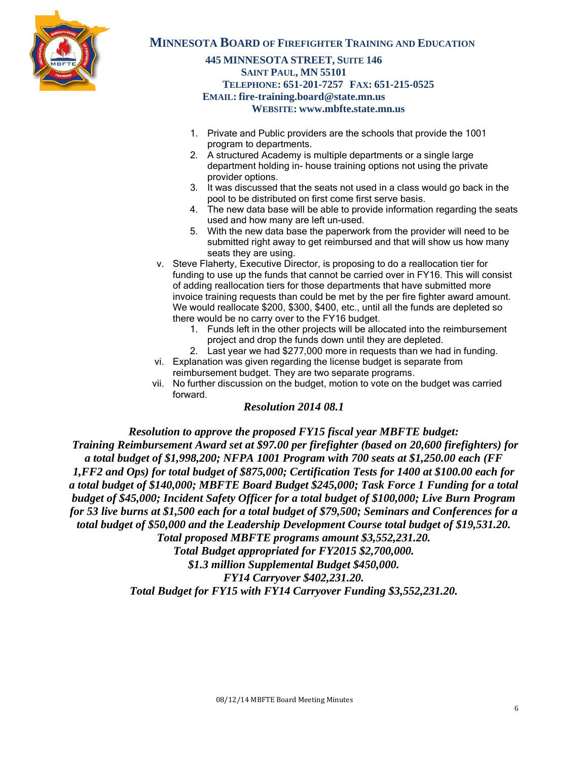**Minnesota Board of Firefighter Training and Education**

**445 Minnesota Street, Suite 146**
**Saint Paul, MN 55101**
**Telephone: 651-201-7257 Fax: 651-215-0525**
**Email: fire-training.board@state.mn.us**
**Website: www.mbfte.state.mn.us**

1. Private and Public providers are the schools that provide the 1001 program to departments.
2. A structured Academy is multiple departments or a single large department holding in- house training options not using the private provider options.
3. It was discussed that the seats not used in a class would go back in the pool to be distributed on first come first serve basis.
4. The new data base will be able to provide information regarding the seats used and how many are left un-used.
5. With the new data base the paperwork from the provider will need to be submitted right away to get reimbursed and that will show us how many seats they are using.

v. Steve Flaherty, Executive Director, is proposing to do a reallocation tier for funding to use up the funds that cannot be carried over in FY16. This will consist of adding reallocation tiers for those departments that have submitted more invoice training requests than could be met by the per fire fighter award amount. We would reallocate $200, $300, $400, etc., until all the funds are depleted so there would be no carry over to the FY16 budget.
   1. Funds left in the other projects will be allocated into the reimbursement project and drop the funds down until they are depleted.
   2. Last year we had $277,000 more in requests than we had in funding.

vi. Explanation was given regarding the license budget is separate from reimbursement budget. They are two separate programs.

vii. No further discussion on the budget, motion to vote on the budget was carried forward.

***Resolution 2014 08.1***

***Resolution to approve the proposed FY15 fiscal year MBFTE budget: Training Reimbursement Award set at $97.00 per firefighter (based on 20,600 firefighters) for a total budget of $1,998,200; NFPA 1001 Program with 700 seats at $1,250.00 each (FF 1,FF2 and Ops) for total budget of $875,000; Certification Tests for 1400 at $100.00 each for a total budget of $140,000; MBFTE Board Budget $245,000; Task Force 1 Funding for a total budget of $45,000; Incident Safety Officer for a total budget of $100,000; Live Burn Program for 53 live burns at $1,500 each for a total budget of $79,500; Seminars and Conferences for a total budget of $50,000 and the Leadership Development Course total budget of $19,531.20.***
***Total proposed MBFTE programs amount $3,552,231.20.***
***Total Budget appropriated for FY2015 $2,700,000.***
***$1.3 million Supplemental Budget $450,000.***
***FY14 Carryover $402,231.20.***
***Total Budget for FY15 with FY14 Carryover Funding $3,552,231.20.***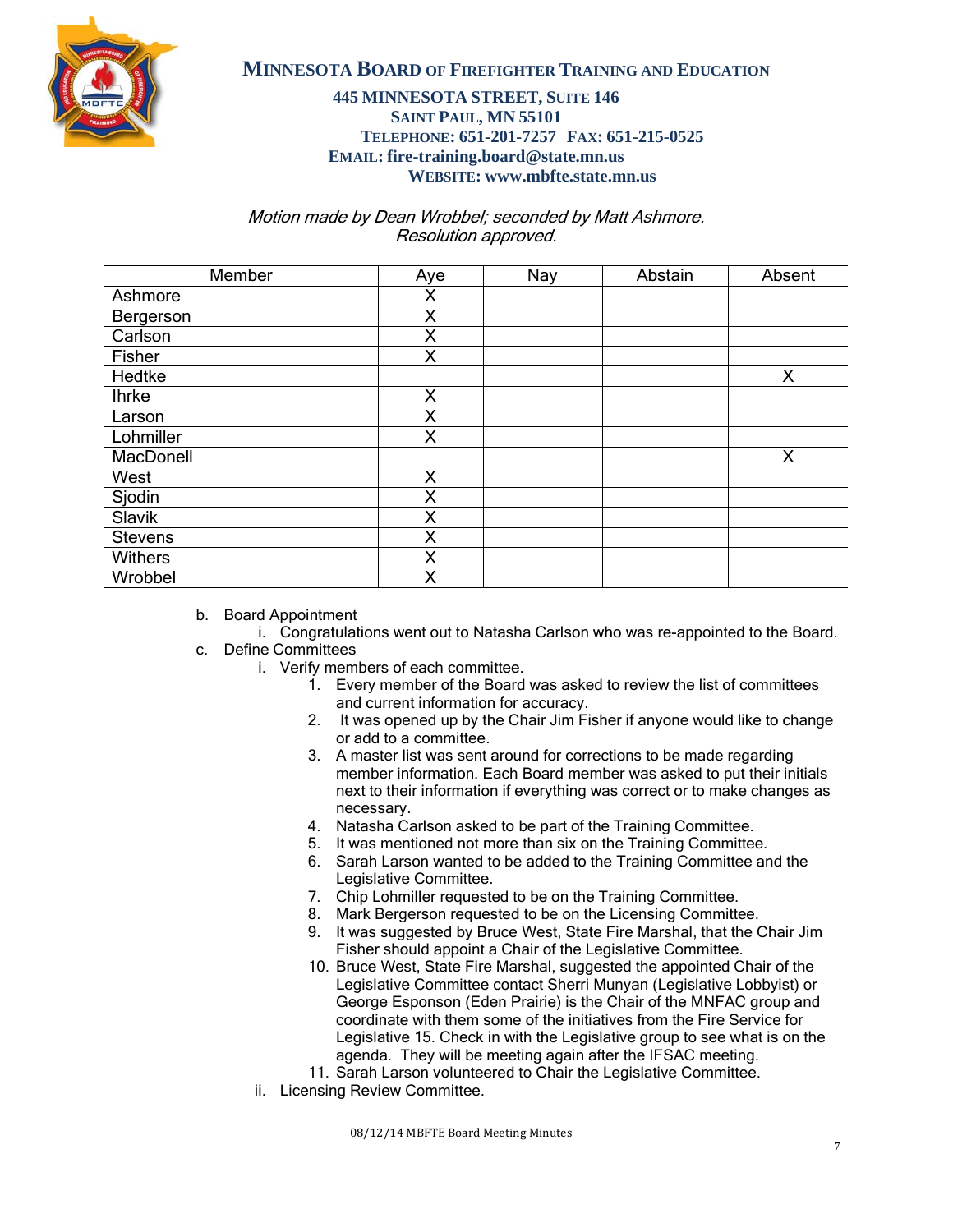# MINNESOTA BOARD OF FIREFIGHTER TRAINING AND EDUCATION

**445 MINNESOTA STREET, SUITE 146**
**SAINT PAUL, MN 55101**
**TELEPHONE: 651-201-7257 FAX: 651-215-0525**
**EMAIL: fire-training.board@state.mn.us**
**WEBSITE: www.mbfte.state.mn.us**

*Motion made by Dean Wrobbel; seconded by Matt Ashmore.*
*Resolution approved.*

| Member | Aye | Nay | Abstain | Absent |
|---|---|---|---|---|
| Ashmore | X | | | |
| Bergerson | X | | | |
| Carlson | X | | | |
| Fisher | X | | | |
| Hedtke | | | | X |
| Ihrke | X | | | |
| Larson | X | | | |
| Lohmiller | X | | | |
| MacDonell | | | | X |
| West | X | | | |
| Sjodin | X | | | |
| Slavik | X | | | |
| Stevens | X | | | |
| Withers | X | | | |
| Wrobbel | X | | | |

b. Board Appointment
   i. Congratulations went out to Natasha Carlson who was re-appointed to the Board.

c. Define Committees
   i. Verify members of each committee.
      1. Every member of the Board was asked to review the list of committees and current information for accuracy.
      2. It was opened up by the Chair Jim Fisher if anyone would like to change or add to a committee.
      3. A master list was sent around for corrections to be made regarding member information. Each Board member was asked to put their initials next to their information if everything was correct or to make changes as necessary.
      4. Natasha Carlson asked to be part of the Training Committee.
      5. It was mentioned not more than six on the Training Committee.
      6. Sarah Larson wanted to be added to the Training Committee and the Legislative Committee.
      7. Chip Lohmiller requested to be on the Training Committee.
      8. Mark Bergerson requested to be on the Licensing Committee.
      9. It was suggested by Bruce West, State Fire Marshal, that the Chair Jim Fisher should appoint a Chair of the Legislative Committee.
      10. Bruce West, State Fire Marshal, suggested the appointed Chair of the Legislative Committee contact Sherri Munyan (Legislative Lobbyist) or George Esponson (Eden Prairie) is the Chair of the MNFAC group and coordinate with them some of the initiatives from the Fire Service for Legislative 15. Check in with the Legislative group to see what is on the agenda. They will be meeting again after the IFSAC meeting.
      11. Sarah Larson volunteered to Chair the Legislative Committee.

   ii. Licensing Review Committee.

08/12/14 MBFTE Board Meeting Minutes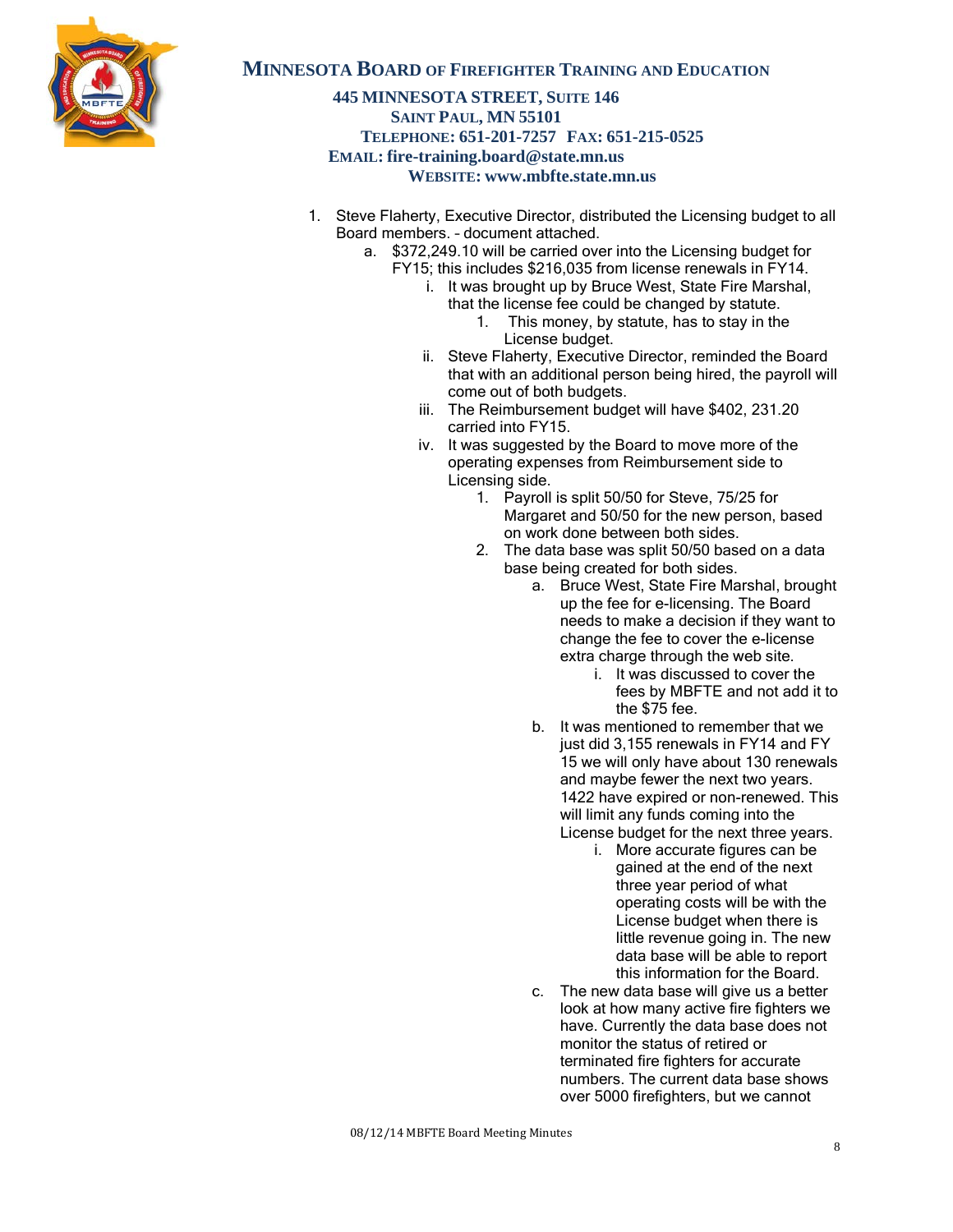1. Steve Flaherty, Executive Director, distributed the Licensing budget to all Board members. – document attached.
    a. $372,249.10 will be carried over into the Licensing budget for FY15; this includes $216,035 from license renewals in FY14.
        i. It was brought up by Bruce West, State Fire Marshal, that the license fee could be changed by statute.
            1. This money, by statute, has to stay in the License budget.
        ii. Steve Flaherty, Executive Director, reminded the Board that with an additional person being hired, the payroll will come out of both budgets.
        iii. The Reimbursement budget will have $402, 231.20 carried into FY15.
        iv. It was suggested by the Board to move more of the operating expenses from Reimbursement side to Licensing side.
            1. Payroll is split 50/50 for Steve, 75/25 for Margaret and 50/50 for the new person, based on work done between both sides.
            2. The data base was split 50/50 based on a data base being created for both sides.
                a. Bruce West, State Fire Marshal, brought up the fee for e-licensing. The Board needs to make a decision if they want to change the fee to cover the e-license extra charge through the web site.
                    i. It was discussed to cover the fees by MBFTE and not add it to the $75 fee.
                b. It was mentioned to remember that we just did 3,155 renewals in FY14 and FY 15 we will only have about 130 renewals and maybe fewer the next two years. 1422 have expired or non-renewed. This will limit any funds coming into the License budget for the next three years.
                    i. More accurate figures can be gained at the end of the next three year period of what operating costs will be with the License budget when there is little revenue going in. The new data base will be able to report this information for the Board.
                c. The new data base will give us a better look at how many active fire fighters we have. Currently the data base does not monitor the status of retired or terminated fire fighters for accurate numbers. The current data base shows over 5000 firefighters, but we cannot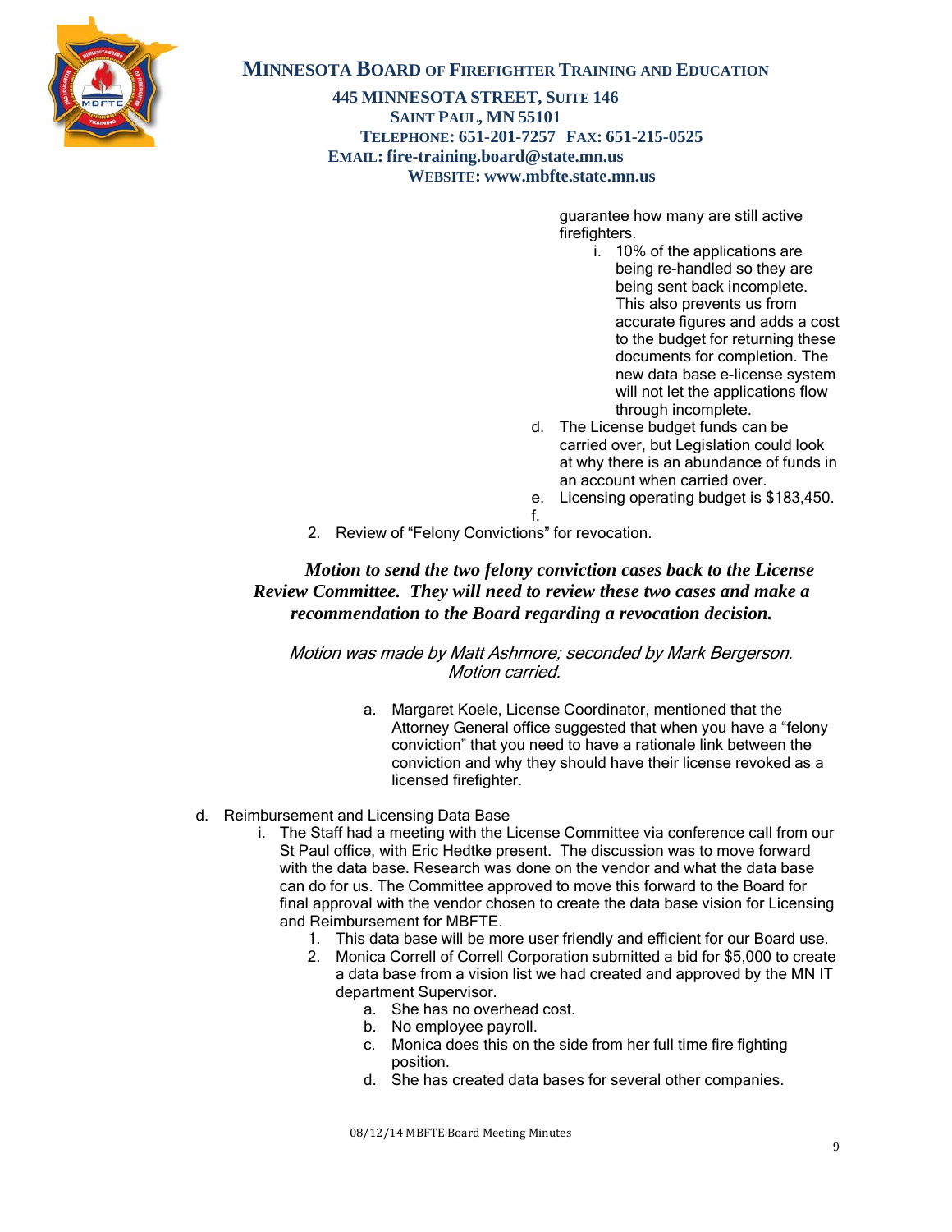**Minnesota Board of Firefighter Training and Education**

**445 Minnesota Street, Suite 146**
**Saint Paul, MN 55101**
**Telephone: 651-201-7257 Fax: 651-215-0525**
**Email: fire-training.board@state.mn.us**
**Website: www.mbfte.state.mn.us**

guarantee how many are still active firefighters.

i. 10% of the applications are being re-handled so they are being sent back incomplete. This also prevents us from accurate figures and adds a cost to the budget for returning these documents for completion. The new data base e-license system will not let the applications flow through incomplete.

d. The License budget funds can be carried over, but Legislation could look at why there is an abundance of funds in an account when carried over.

e. Licensing operating budget is $183,450.

f.

2. Review of "Felony Convictions" for revocation.

***Motion to send the two felony conviction cases back to the License Review Committee. They will need to review these two cases and make a recommendation to the Board regarding a revocation decision.***

*Motion was made by Matt Ashmore; seconded by Mark Bergerson. Motion carried.*

a. Margaret Koele, License Coordinator, mentioned that the Attorney General office suggested that when you have a "felony conviction" that you need to have a rationale link between the conviction and why they should have their license revoked as a licensed firefighter.

d. Reimbursement and Licensing Data Base

i. The Staff had a meeting with the License Committee via conference call from our St Paul office, with Eric Hedtke present. The discussion was to move forward with the data base. Research was done on the vendor and what the data base can do for us. The Committee approved to move this forward to the Board for final approval with the vendor chosen to create the data base vision for Licensing and Reimbursement for MBFTE.

1. This data base will be more user friendly and efficient for our Board use.
2. Monica Correll of Correll Corporation submitted a bid for $5,000 to create a data base from a vision list we had created and approved by the MN IT department Supervisor.
   a. She has no overhead cost.
   b. No employee payroll.
   c. Monica does this on the side from her full time fire fighting position.
   d. She has created data bases for several other companies.

08/12/14 MBFTE Board Meeting Minutes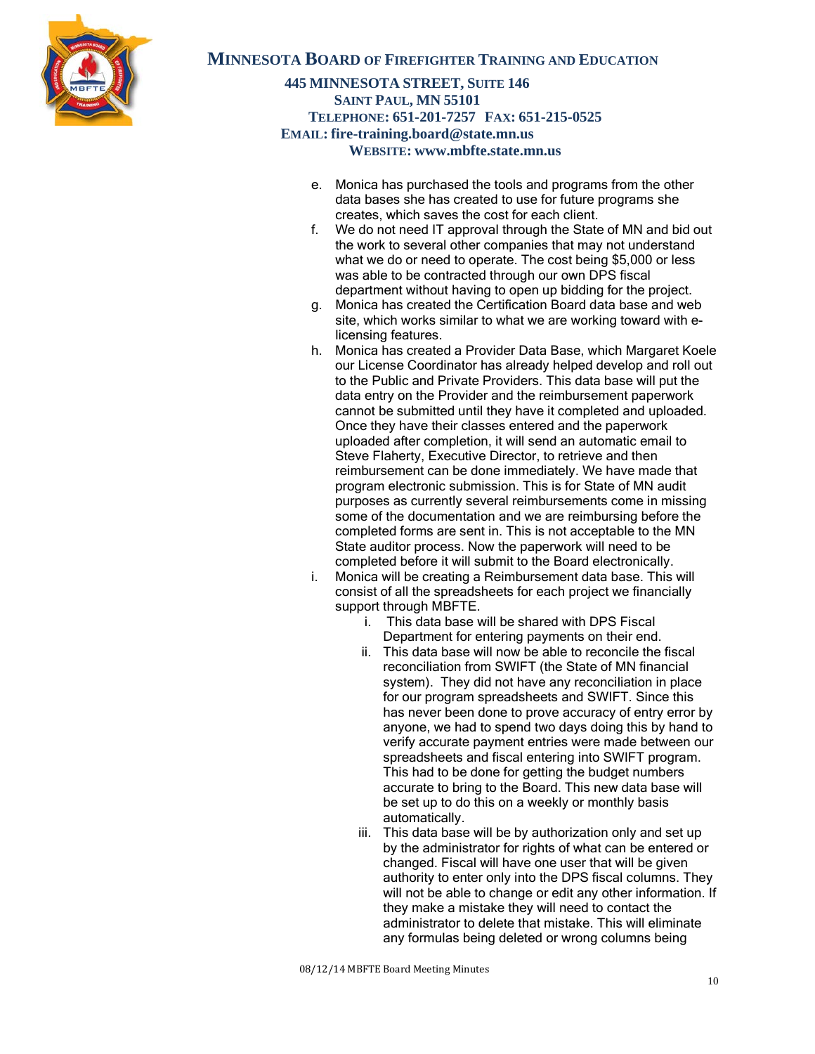e. Monica has purchased the tools and programs from the other data bases she has created to use for future programs she creates, which saves the cost for each client.

f. We do not need IT approval through the State of MN and bid out the work to several other companies that may not understand what we do or need to operate. The cost being $5,000 or less was able to be contracted through our own DPS fiscal department without having to open up bidding for the project.

g. Monica has created the Certification Board data base and web site, which works similar to what we are working toward with e-licensing features.

h. Monica has created a Provider Data Base, which Margaret Koele our License Coordinator has already helped develop and roll out to the Public and Private Providers. This data base will put the data entry on the Provider and the reimbursement paperwork cannot be submitted until they have it completed and uploaded. Once they have their classes entered and the paperwork uploaded after completion, it will send an automatic email to Steve Flaherty, Executive Director, to retrieve and then reimbursement can be done immediately. We have made that program electronic submission. This is for State of MN audit purposes as currently several reimbursements come in missing some of the documentation and we are reimbursing before the completed forms are sent in. This is not acceptable to the MN State auditor process. Now the paperwork will need to be completed before it will submit to the Board electronically.

i. Monica will be creating a Reimbursement data base. This will consist of all the spreadsheets for each project we financially support through MBFTE.

   i. This data base will be shared with DPS Fiscal Department for entering payments on their end.

   ii. This data base will now be able to reconcile the fiscal reconciliation from SWIFT (the State of MN financial system). They did not have any reconciliation in place for our program spreadsheets and SWIFT. Since this has never been done to prove accuracy of entry error by anyone, we had to spend two days doing this by hand to verify accurate payment entries were made between our spreadsheets and fiscal entering into SWIFT program. This had to be done for getting the budget numbers accurate to bring to the Board. This new data base will be set up to do this on a weekly or monthly basis automatically.

   iii. This data base will be by authorization only and set up by the administrator for rights of what can be entered or changed. Fiscal will have one user that will be given authority to enter only into the DPS fiscal columns. They will not be able to change or edit any other information. If they make a mistake they will need to contact the administrator to delete that mistake. This will eliminate any formulas being deleted or wrong columns being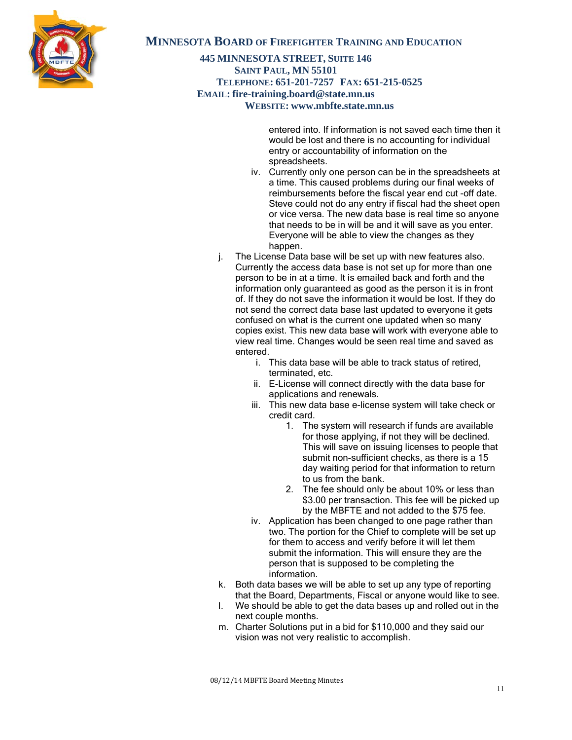entered into. If information is not saved each time then it would be lost and there is no accounting for individual entry or accountability of information on the spreadsheets.

iv. Currently only one person can be in the spreadsheets at a time. This caused problems during our final weeks of reimbursements before the fiscal year end cut -off date. Steve could not do any entry if fiscal had the sheet open or vice versa. The new data base is real time so anyone that needs to be in will be and it will save as you enter. Everyone will be able to view the changes as they happen.

j. The License Data base will be set up with new features also. Currently the access data base is not set up for more than one person to be in at a time. It is emailed back and forth and the information only guaranteed as good as the person it is in front of. If they do not save the information it would be lost. If they do not send the correct data base last updated to everyone it gets confused on what is the current one updated when so many copies exist. This new data base will work with everyone able to view real time. Changes would be seen real time and saved as entered.

   i. This data base will be able to track status of retired, terminated, etc.
   ii. E-License will connect directly with the data base for applications and renewals.
   iii. This new data base e-license system will take check or credit card.
      1. The system will research if funds are available for those applying, if not they will be declined. This will save on issuing licenses to people that submit non-sufficient checks, as there is a 15 day waiting period for that information to return to us from the bank.
      2. The fee should only be about 10% or less than $3.00 per transaction. This fee will be picked up by the MBFTE and not added to the $75 fee.
   iv. Application has been changed to one page rather than two. The portion for the Chief to complete will be set up for them to access and verify before it will let them submit the information. This will ensure they are the person that is supposed to be completing the information.

k. Both data bases we will be able to set up any type of reporting that the Board, Departments, Fiscal or anyone would like to see.

l. We should be able to get the data bases up and rolled out in the next couple months.

m. Charter Solutions put in a bid for $110,000 and they said our vision was not very realistic to accomplish.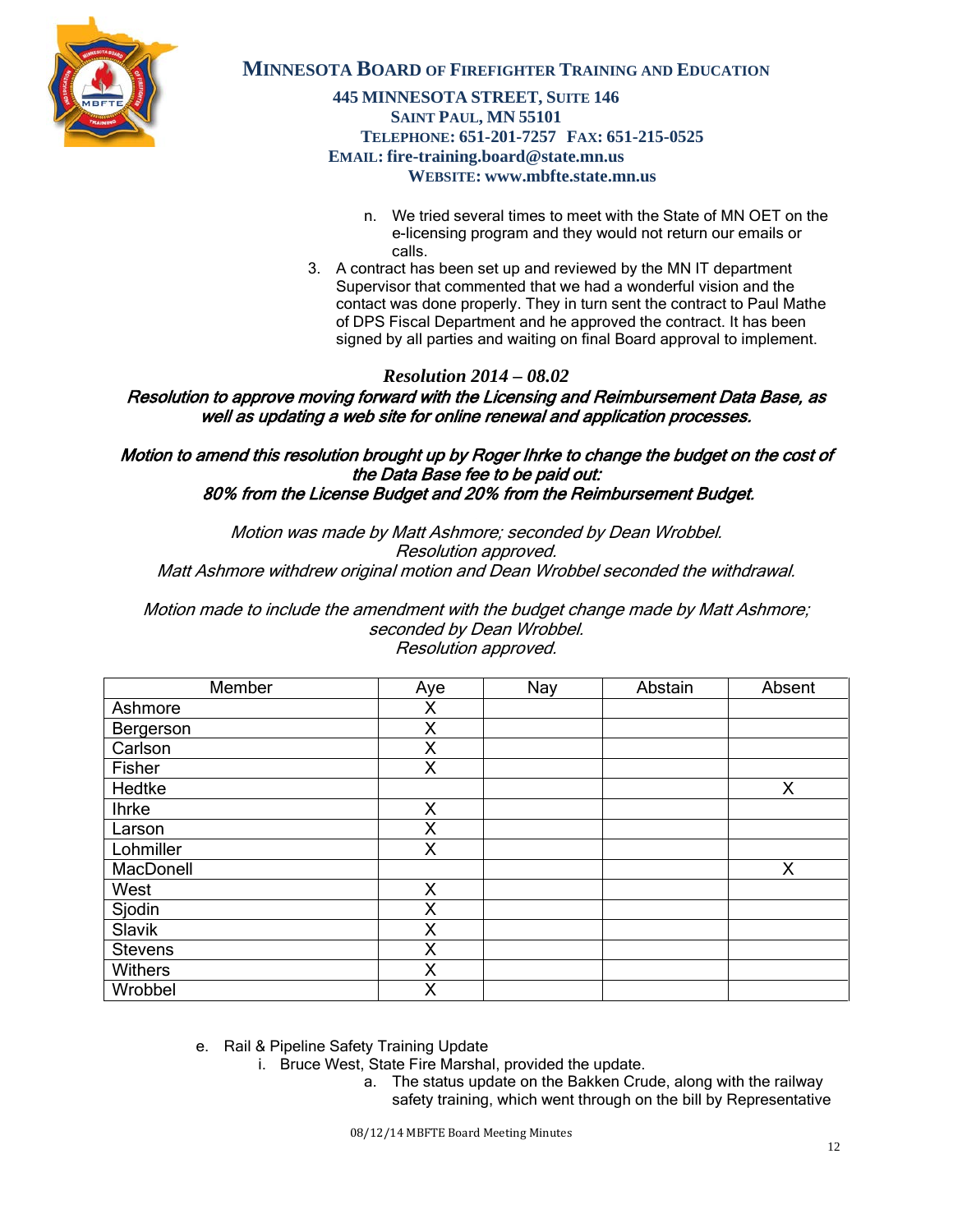n. We tried several times to meet with the State of MN OET on the e-licensing program and they would not return our emails or calls.

3. A contract has been set up and reviewed by the MN IT department Supervisor that commented that we had a wonderful vision and the contact was done properly. They in turn sent the contract to Paul Mathe of DPS Fiscal Department and he approved the contract. It has been signed by all parties and waiting on final Board approval to implement.

***Resolution 2014 – 08.02***

***Resolution to approve moving forward with the Licensing and Reimbursement Data Base, as well as updating a web site for online renewal and application processes.***

***Motion to amend this resolution brought up by Roger Ihrke to change the budget on the cost of the Data Base fee to be paid out:***
***80% from the License Budget and 20% from the Reimbursement Budget.***

*Motion was made by Matt Ashmore; seconded by Dean Wrobbel.*
*Resolution approved.*
*Matt Ashmore withdrew original motion and Dean Wrobbel seconded the withdrawal.*

*Motion made to include the amendment with the budget change made by Matt Ashmore; seconded by Dean Wrobbel.*
*Resolution approved.*

| Member | Aye | Nay | Abstain | Absent |
|---|---|---|---|---|
| Ashmore | X | | | |
| Bergerson | X | | | |
| Carlson | X | | | |
| Fisher | X | | | |
| Hedtke | | | | X |
| Ihrke | X | | | |
| Larson | X | | | |
| Lohmiller | X | | | |
| MacDonell | | | | X |
| West | X | | | |
| Sjodin | X | | | |
| Slavik | X | | | |
| Stevens | X | | | |
| Withers | X | | | |
| Wrobbel | X | | | |

e. Rail & Pipeline Safety Training Update
   i. Bruce West, State Fire Marshal, provided the update.
      a. The status update on the Bakken Crude, along with the railway safety training, which went through on the bill by Representative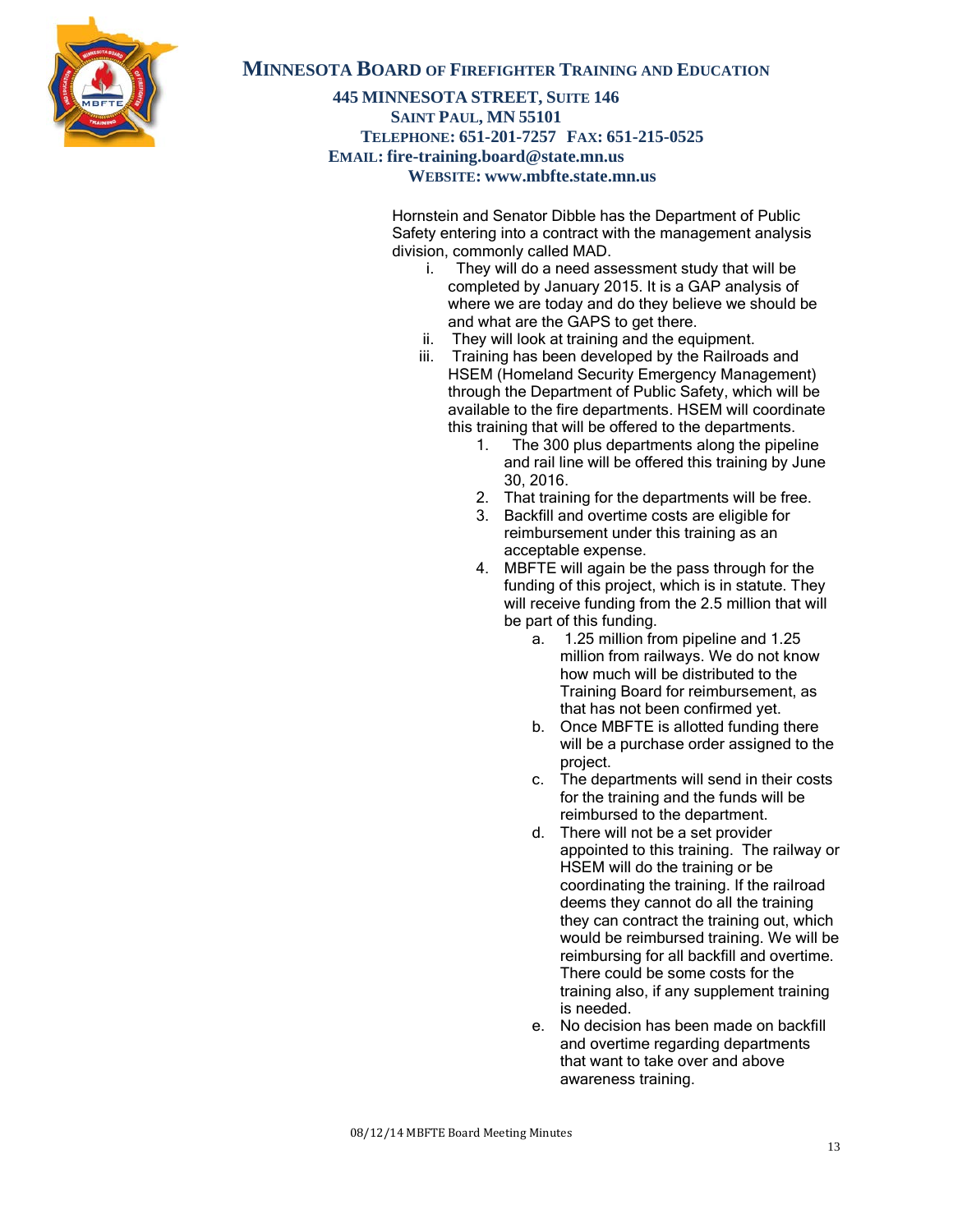Hornstein and Senator Dibble has the Department of Public Safety entering into a contract with the management analysis division, commonly called MAD.

i. They will do a need assessment study that will be completed by January 2015. It is a GAP analysis of where we are today and do they believe we should be and what are the GAPS to get there.

ii. They will look at training and the equipment.

iii. Training has been developed by the Railroads and HSEM (Homeland Security Emergency Management) through the Department of Public Safety, which will be available to the fire departments. HSEM will coordinate this training that will be offered to the departments.

  1. The 300 plus departments along the pipeline and rail line will be offered this training by June 30, 2016.
  2. That training for the departments will be free.
  3. Backfill and overtime costs are eligible for reimbursement under this training as an acceptable expense.
  4. MBFTE will again be the pass through for the funding of this project, which is in statute. They will receive funding from the 2.5 million that will be part of this funding.
     a. 1.25 million from pipeline and 1.25 million from railways. We do not know how much will be distributed to the Training Board for reimbursement, as that has not been confirmed yet.
     b. Once MBFTE is allotted funding there will be a purchase order assigned to the project.
     c. The departments will send in their costs for the training and the funds will be reimbursed to the department.
     d. There will not be a set provider appointed to this training. The railway or HSEM will do the training or be coordinating the training. If the railroad deems they cannot do all the training they can contract the training out, which would be reimbursed training. We will be reimbursing for all backfill and overtime. There could be some costs for the training also, if any supplement training is needed.
     e. No decision has been made on backfill and overtime regarding departments that want to take over and above awareness training.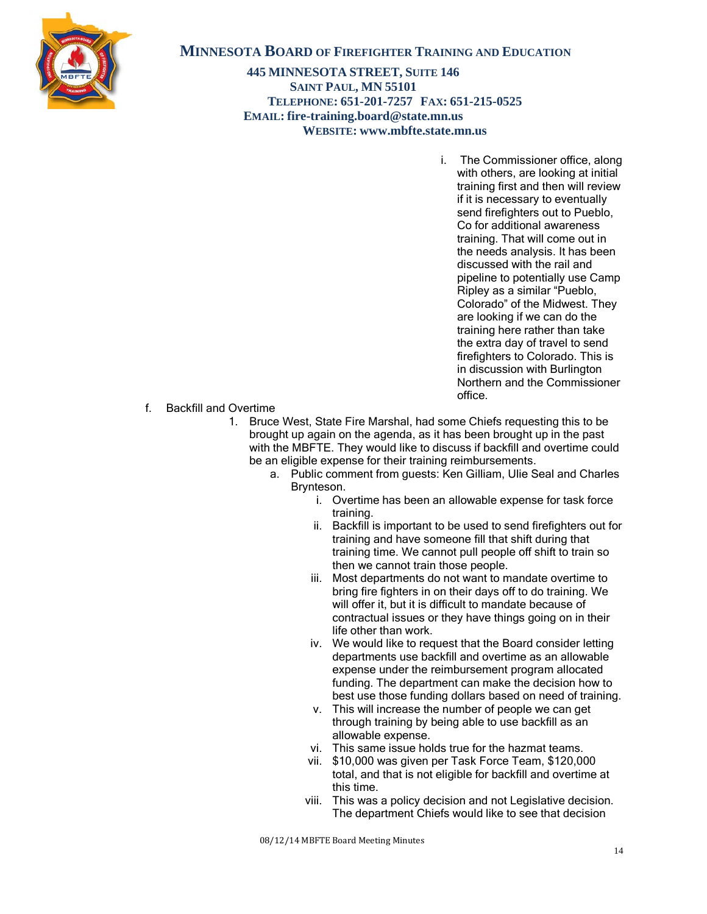# MINNESOTA BOARD OF FIREFIGHTER TRAINING AND EDUCATION

**445 MINNESOTA STREET, SUITE 146**
**SAINT PAUL, MN 55101**
**TELEPHONE: 651-201-7257 FAX: 651-215-0525**
**EMAIL: fire-training.board@state.mn.us**
**WEBSITE: www.mbfte.state.mn.us**

i. The Commissioner office, along with others, are looking at initial training first and then will review if it is necessary to eventually send firefighters out to Pueblo, Co for additional awareness training. That will come out in the needs analysis. It has been discussed with the rail and pipeline to potentially use Camp Ripley as a similar "Pueblo, Colorado" of the Midwest. They are looking if we can do the training here rather than take the extra day of travel to send firefighters to Colorado. This is in discussion with Burlington Northern and the Commissioner office.

f. Backfill and Overtime

1. Bruce West, State Fire Marshal, had some Chiefs requesting this to be brought up again on the agenda, as it has been brought up in the past with the MBFTE. They would like to discuss if backfill and overtime could be an eligible expense for their training reimbursements.
   a. Public comment from guests: Ken Gilliam, Ulie Seal and Charles Brynteson.
      i. Overtime has been an allowable expense for task force training.
      ii. Backfill is important to be used to send firefighters out for training and have someone fill that shift during that training time. We cannot pull people off shift to train so then we cannot train those people.
      iii. Most departments do not want to mandate overtime to bring fire fighters in on their days off to do training. We will offer it, but it is difficult to mandate because of contractual issues or they have things going on in their life other than work.
      iv. We would like to request that the Board consider letting departments use backfill and overtime as an allowable expense under the reimbursement program allocated funding. The department can make the decision how to best use those funding dollars based on need of training.
      v. This will increase the number of people we can get through training by being able to use backfill as an allowable expense.
      vi. This same issue holds true for the hazmat teams.
      vii. $10,000 was given per Task Force Team, $120,000 total, and that is not eligible for backfill and overtime at this time.
      viii. This was a policy decision and not Legislative decision. The department Chiefs would like to see that decision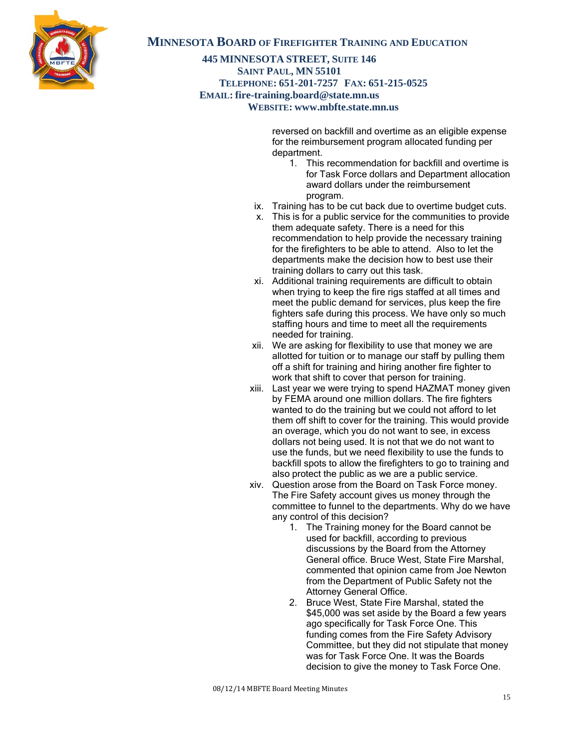reversed on backfill and overtime as an eligible expense for the reimbursement program allocated funding per department.

1. This recommendation for backfill and overtime is for Task Force dollars and Department allocation award dollars under the reimbursement program.

ix. Training has to be cut back due to overtime budget cuts.

x. This is for a public service for the communities to provide them adequate safety. There is a need for this recommendation to help provide the necessary training for the firefighters to be able to attend. Also to let the departments make the decision how to best use their training dollars to carry out this task.

xi. Additional training requirements are difficult to obtain when trying to keep the fire rigs staffed at all times and meet the public demand for services, plus keep the fire fighters safe during this process. We have only so much staffing hours and time to meet all the requirements needed for training.

xii. We are asking for flexibility to use that money we are allotted for tuition or to manage our staff by pulling them off a shift for training and hiring another fire fighter to work that shift to cover that person for training.

xiii. Last year we were trying to spend HAZMAT money given by FEMA around one million dollars. The fire fighters wanted to do the training but we could not afford to let them off shift to cover for the training. This would provide an overage, which you do not want to see, in excess dollars not being used. It is not that we do not want to use the funds, but we need flexibility to use the funds to backfill spots to allow the firefighters to go to training and also protect the public as we are a public service.

xiv. Question arose from the Board on Task Force money. The Fire Safety account gives us money through the committee to funnel to the departments. Why do we have any control of this decision?

1. The Training money for the Board cannot be used for backfill, according to previous discussions by the Board from the Attorney General office. Bruce West, State Fire Marshal, commented that opinion came from Joe Newton from the Department of Public Safety not the Attorney General Office.
2. Bruce West, State Fire Marshal, stated the $45,000 was set aside by the Board a few years ago specifically for Task Force One. This funding comes from the Fire Safety Advisory Committee, but they did not stipulate that money was for Task Force One. It was the Boards decision to give the money to Task Force One.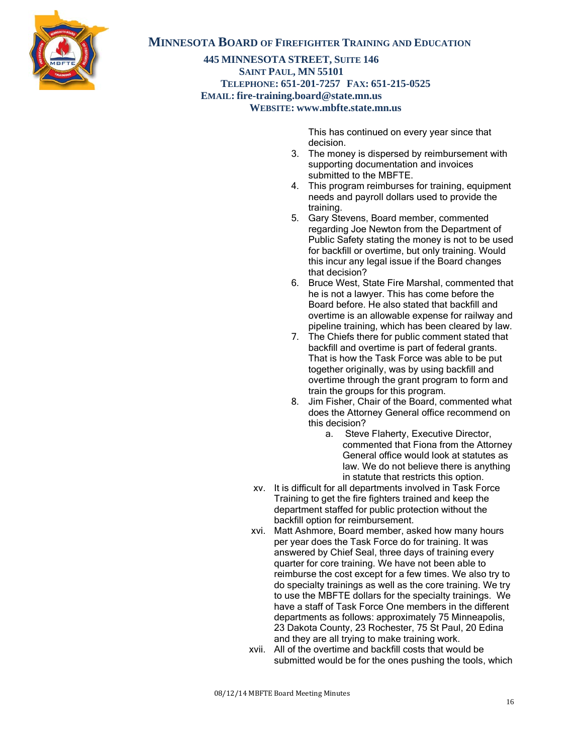This has continued on every year since that decision.

3. The money is dispersed by reimbursement with supporting documentation and invoices submitted to the MBFTE.
4. This program reimburses for training, equipment needs and payroll dollars used to provide the training.
5. Gary Stevens, Board member, commented regarding Joe Newton from the Department of Public Safety stating the money is not to be used for backfill or overtime, but only training. Would this incur any legal issue if the Board changes that decision?
6. Bruce West, State Fire Marshal, commented that he is not a lawyer. This has come before the Board before. He also stated that backfill and overtime is an allowable expense for railway and pipeline training, which has been cleared by law.
7. The Chiefs there for public comment stated that backfill and overtime is part of federal grants. That is how the Task Force was able to be put together originally, was by using backfill and overtime through the grant program to form and train the groups for this program.
8. Jim Fisher, Chair of the Board, commented what does the Attorney General office recommend on this decision?
    a. Steve Flaherty, Executive Director, commented that Fiona from the Attorney General office would look at statutes as law. We do not believe there is anything in statute that restricts this option.

xv. It is difficult for all departments involved in Task Force Training to get the fire fighters trained and keep the department staffed for public protection without the backfill option for reimbursement.

xvi. Matt Ashmore, Board member, asked how many hours per year does the Task Force do for training. It was answered by Chief Seal, three days of training every quarter for core training. We have not been able to reimburse the cost except for a few times. We also try to do specialty trainings as well as the core training. We try to use the MBFTE dollars for the specialty trainings. We have a staff of Task Force One members in the different departments as follows: approximately 75 Minneapolis, 23 Dakota County, 23 Rochester, 75 St Paul, 20 Edina and they are all trying to make training work.

xvii. All of the overtime and backfill costs that would be submitted would be for the ones pushing the tools, which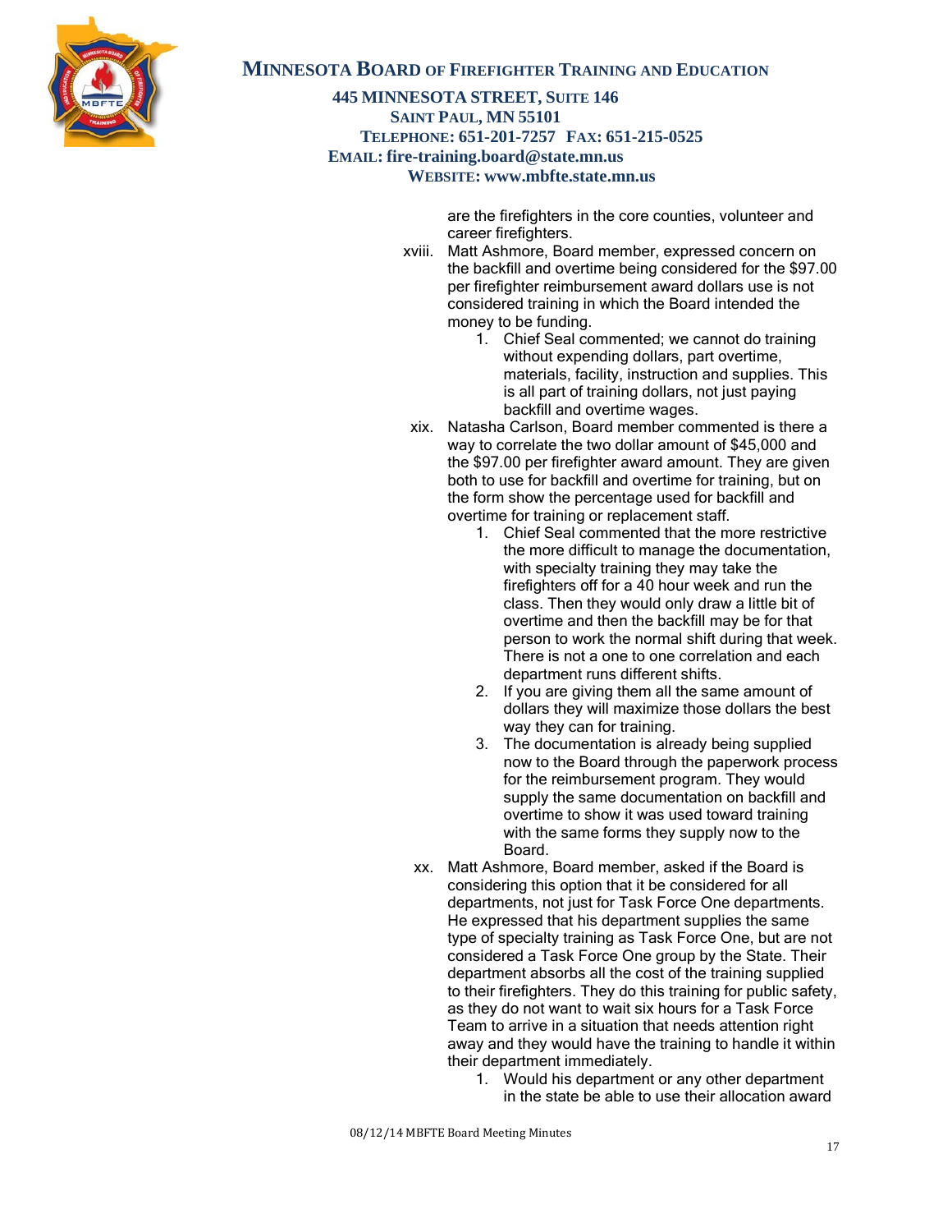are the firefighters in the core counties, volunteer and career firefighters.

xviii. Matt Ashmore, Board member, expressed concern on the backfill and overtime being considered for the $97.00 per firefighter reimbursement award dollars use is not considered training in which the Board intended the money to be funding.

1. Chief Seal commented; we cannot do training without expending dollars, part overtime, materials, facility, instruction and supplies. This is all part of training dollars, not just paying backfill and overtime wages.

xix. Natasha Carlson, Board member commented is there a way to correlate the two dollar amount of $45,000 and the $97.00 per firefighter award amount. They are given both to use for backfill and overtime for training, but on the form show the percentage used for backfill and overtime for training or replacement staff.

1. Chief Seal commented that the more restrictive the more difficult to manage the documentation, with specialty training they may take the firefighters off for a 40 hour week and run the class. Then they would only draw a little bit of overtime and then the backfill may be for that person to work the normal shift during that week. There is not a one to one correlation and each department runs different shifts.
2. If you are giving them all the same amount of dollars they will maximize those dollars the best way they can for training.
3. The documentation is already being supplied now to the Board through the paperwork process for the reimbursement program. They would supply the same documentation on backfill and overtime to show it was used toward training with the same forms they supply now to the Board.

xx. Matt Ashmore, Board member, asked if the Board is considering this option that it be considered for all departments, not just for Task Force One departments. He expressed that his department supplies the same type of specialty training as Task Force One, but are not considered a Task Force One group by the State. Their department absorbs all the cost of the training supplied to their firefighters. They do this training for public safety, as they do not want to wait six hours for a Task Force Team to arrive in a situation that needs attention right away and they would have the training to handle it within their department immediately.

1. Would his department or any other department in the state be able to use their allocation award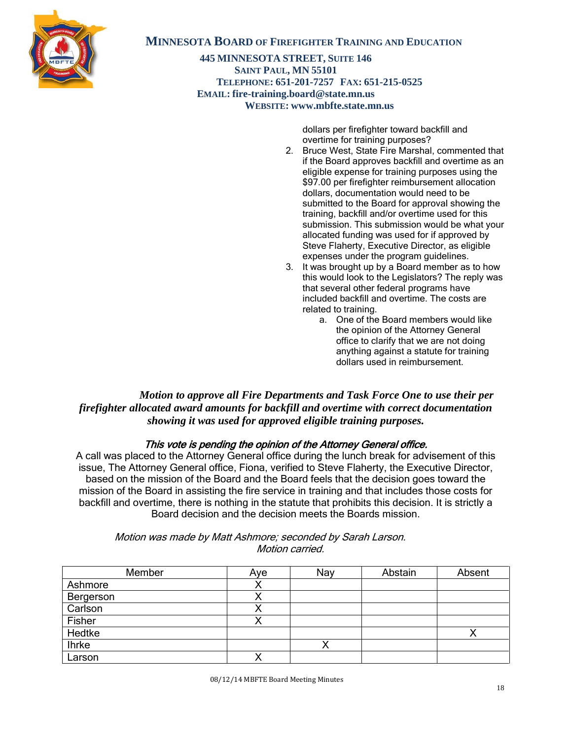dollars per firefighter toward backfill and overtime for training purposes?

2. Bruce West, State Fire Marshal, commented that if the Board approves backfill and overtime as an eligible expense for training purposes using the $97.00 per firefighter reimbursement allocation dollars, documentation would need to be submitted to the Board for approval showing the training, backfill and/or overtime used for this submission. This submission would be what your allocated funding was used for if approved by Steve Flaherty, Executive Director, as eligible expenses under the program guidelines.
3. It was brought up by a Board member as to how this would look to the Legislators? The reply was that several other federal programs have included backfill and overtime. The costs are related to training.
    a. One of the Board members would like the opinion of the Attorney General office to clarify that we are not doing anything against a statute for training dollars used in reimbursement.

***Motion to approve all Fire Departments and Task Force One to use their per firefighter allocated award amounts for backfill and overtime with correct documentation showing it was used for approved eligible training purposes.***

***This vote is pending the opinion of the Attorney General office.***

A call was placed to the Attorney General office during the lunch break for advisement of this issue, The Attorney General office, Fiona, verified to Steve Flaherty, the Executive Director, based on the mission of the Board and the Board feels that the decision goes toward the mission of the Board in assisting the fire service in training and that includes those costs for backfill and overtime, there is nothing in the statute that prohibits this decision. It is strictly a Board decision and the decision meets the Boards mission.

*Motion was made by Matt Ashmore; seconded by Sarah Larson.*
*Motion carried.*

| Member | Aye | Nay | Abstain | Absent |
|---|---|---|---|---|
| Ashmore | X | | | |
| Bergerson | X | | | |
| Carlson | X | | | |
| Fisher | X | | | |
| Hedtke | | | | X |
| Ihrke | | X | | |
| Larson | X | | | |

08/12/14 MBFTE Board Meeting Minutes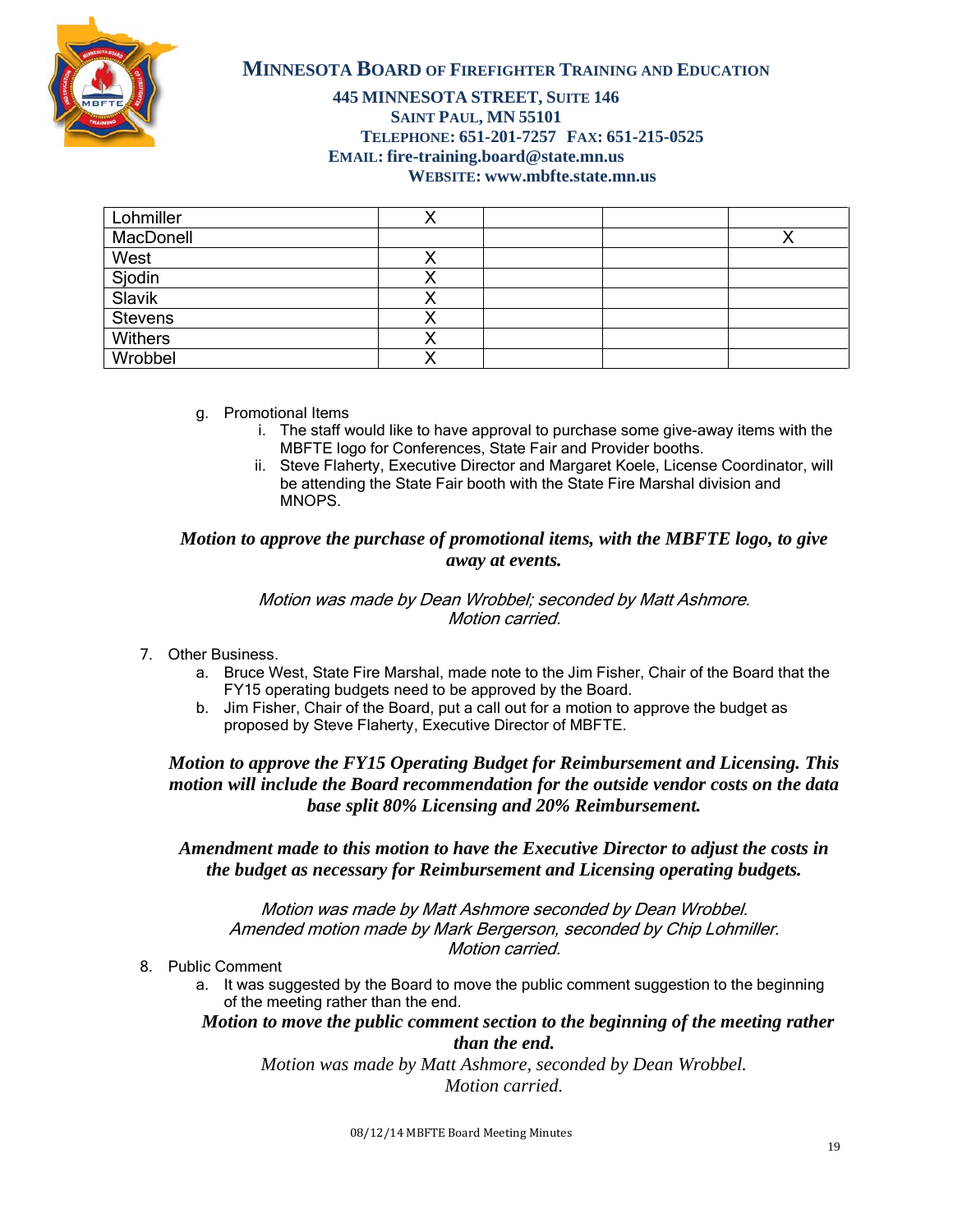**MINNESOTA BOARD OF FIREFIGHTER TRAINING AND EDUCATION**

**445 MINNESOTA STREET, SUITE 146**
**SAINT PAUL, MN 55101**
**TELEPHONE: 651-201-7257 FAX: 651-215-0525**
**EMAIL: fire-training.board@state.mn.us**
**WEBSITE: www.mbfte.state.mn.us**

| | | | | |
|---|---|---|---|---|
| Lohmiller | X | | | |
| MacDonell | | | | X |
| West | X | | | |
| Sjodin | X | | | |
| Slavik | X | | | |
| Stevens | X | | | |
| Withers | X | | | |
| Wrobbel | X | | | |

g. Promotional Items
   i. The staff would like to have approval to purchase some give-away items with the MBFTE logo for Conferences, State Fair and Provider booths.
   ii. Steve Flaherty, Executive Director and Margaret Koele, License Coordinator, will be attending the State Fair booth with the State Fire Marshal division and MNOPS.

***Motion to approve the purchase of promotional items, with the MBFTE logo, to give away at events.***

*Motion was made by Dean Wrobbel; seconded by Matt Ashmore.*
*Motion carried.*

7. Other Business.
   a. Bruce West, State Fire Marshal, made note to the Jim Fisher, Chair of the Board that the FY15 operating budgets need to be approved by the Board.
   b. Jim Fisher, Chair of the Board, put a call out for a motion to approve the budget as proposed by Steve Flaherty, Executive Director of MBFTE.

***Motion to approve the FY15 Operating Budget for Reimbursement and Licensing. This motion will include the Board recommendation for the outside vendor costs on the data base split 80% Licensing and 20% Reimbursement.***

***Amendment made to this motion to have the Executive Director to adjust the costs in the budget as necessary for Reimbursement and Licensing operating budgets.***

*Motion was made by Matt Ashmore seconded by Dean Wrobbel.*
*Amended motion made by Mark Bergerson, seconded by Chip Lohmiller.*
*Motion carried.*

8. Public Comment
   a. It was suggested by the Board to move the public comment suggestion to the beginning of the meeting rather than the end.

***Motion to move the public comment section to the beginning of the meeting rather than the end.***

*Motion was made by Matt Ashmore, seconded by Dean Wrobbel.*
*Motion carried.*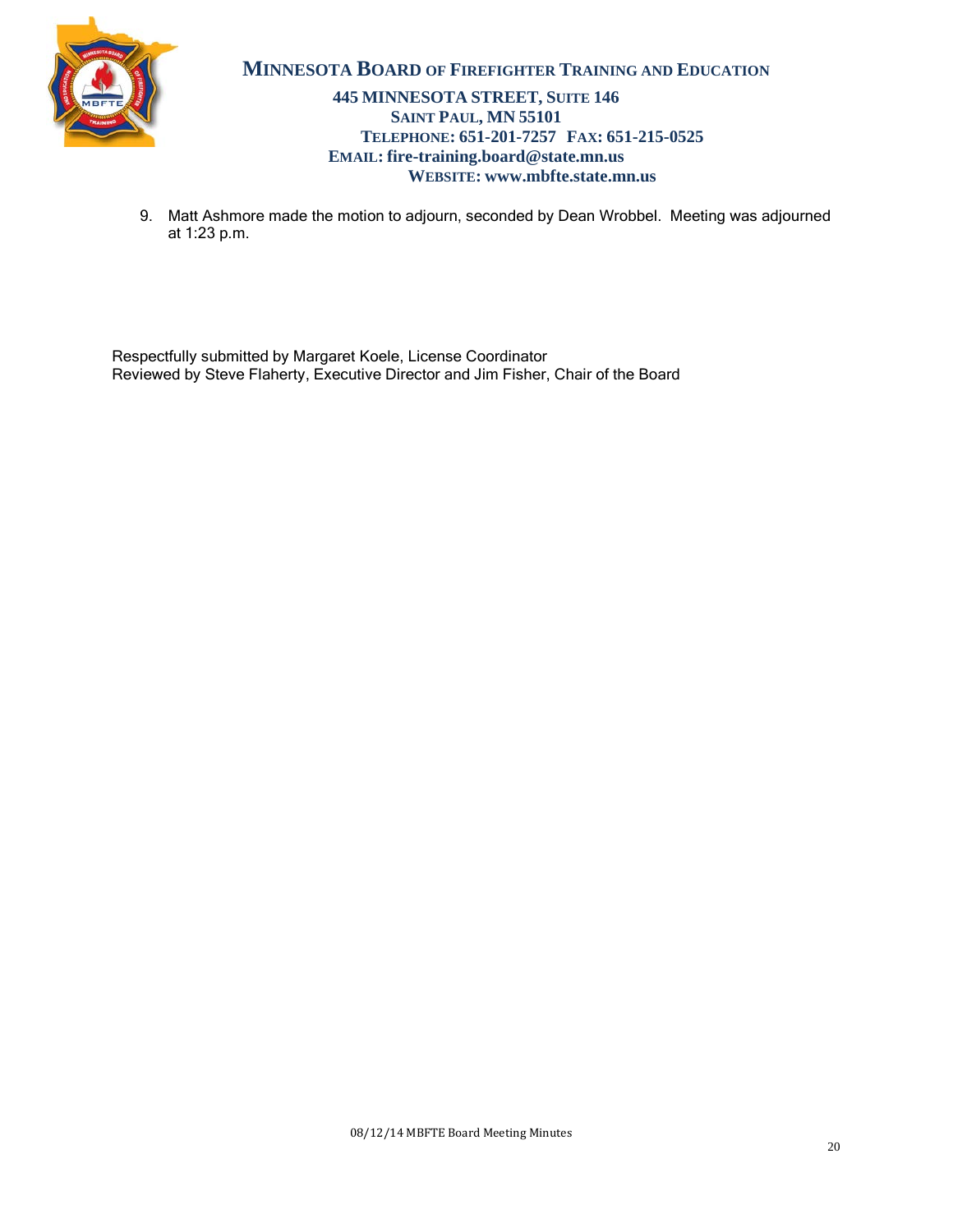9. Matt Ashmore made the motion to adjourn, seconded by Dean Wrobbel. Meeting was adjourned at 1:23 p.m.

Respectfully submitted by Margaret Koele, License Coordinator
Reviewed by Steve Flaherty, Executive Director and Jim Fisher, Chair of the Board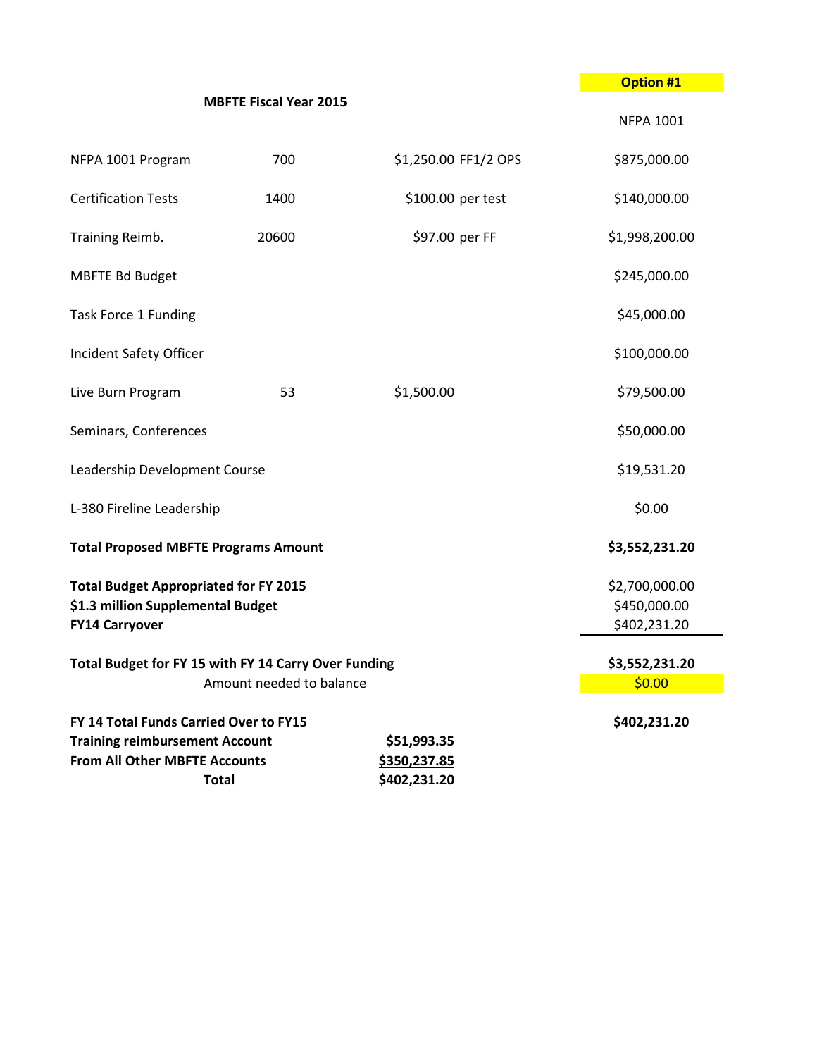## MBFTE Fiscal Year 2015

| | | | Option #1 |
|---|---|---|---|
| | | | NFPA 1001 |
| NFPA 1001 Program | 700 | $1,250.00 FF1/2 OPS | $875,000.00 |
| Certification Tests | 1400 | $100.00 per test | $140,000.00 |
| Training Reimb. | 20600 | $97.00 per FF | $1,998,200.00 |
| MBFTE Bd Budget | | | $245,000.00 |
| Task Force 1 Funding | | | $45,000.00 |
| Incident Safety Officer | | | $100,000.00 |
| Live Burn Program | 53 | $1,500.00 | $79,500.00 |
| Seminars, Conferences | | | $50,000.00 |
| Leadership Development Course | | | $19,531.20 |
| L-380 Fireline Leadership | | | $0.00 |
| **Total Proposed MBFTE Programs Amount** | | | **$3,552,231.20** |
| **Total Budget Appropriated for FY 2015** | | | $2,700,000.00 |
| **$1.3 million Supplemental Budget** | | | $450,000.00 |
| **FY14 Carryover** | | | $402,231.20 |
| **Total Budget for FY 15 with FY 14 Carry Over Funding** | | | **$3,552,231.20** |
| Amount needed to balance | | | $0.00 |
| **FY 14 Total Funds Carried Over to FY15** | | | **$402,231.20** |
| **Training reimbursement Account** | | **$51,993.35** | |
| **From All Other MBFTE Accounts** | | **$350,237.85** | |
| **Total** | | **$402,231.20** | |